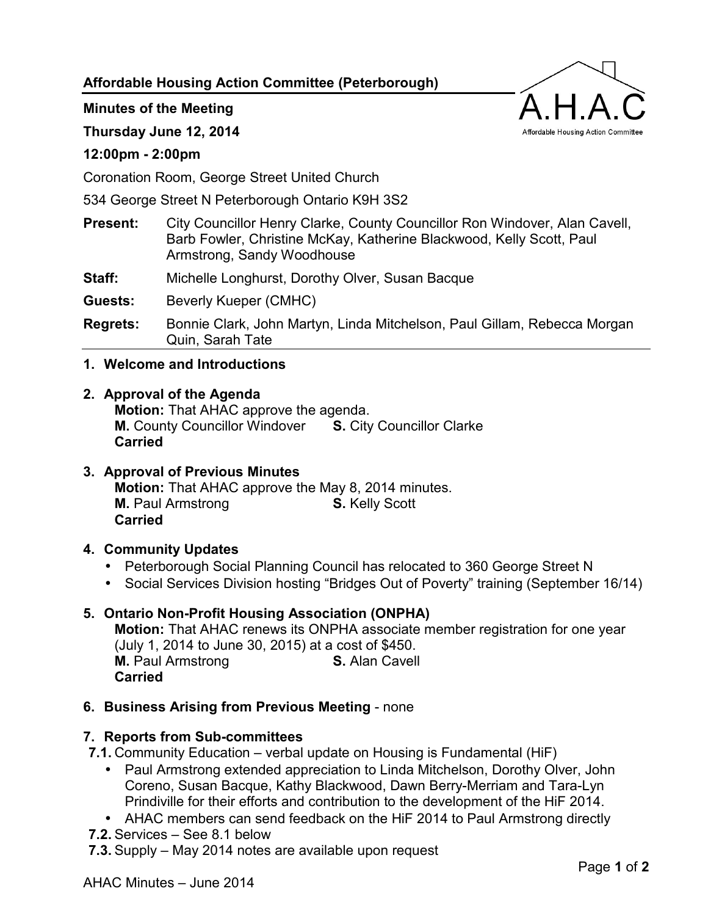**Affordable Housing Action Committee (Peterborough)**

**Minutes of the Meeting**

**Thursday June 12, 2014**

**12:00pm - 2:00pm**

Coronation Room, George Street United Church

534 George Street N Peterborough Ontario K9H 3S2

**Present:** City Councillor Henry Clarke, County Councillor Ron Windover, Alan Cavell, Barb Fowler, Christine McKay, Katherine Blackwood, Kelly Scott, Paul Armstrong, Sandy Woodhouse

**Staff:** Michelle Longhurst, Dorothy Olver, Susan Bacque

**Guests:** Beverly Kueper (CMHC)

**Regrets:** Bonnie Clark, John Martyn, Linda Mitchelson, Paul Gillam, Rebecca Morgan Quin, Sarah Tate

---

**1. Welcome and Introductions**

**2. Approval of the Agenda**

**Motion:** That AHAC approve the agenda.
**M.** County Councillor Windover **S.** City Councillor Clarke
**Carried**

**3. Approval of Previous Minutes**

**Motion:** That AHAC approve the May 8, 2014 minutes.
**M.** Paul Armstrong **S.** Kelly Scott
**Carried**

**4. Community Updates**

- Peterborough Social Planning Council has relocated to 360 George Street N
- Social Services Division hosting "Bridges Out of Poverty" training (September 16/14)

**5. Ontario Non-Profit Housing Association (ONPHA)**

**Motion:** That AHAC renews its ONPHA associate member registration for one year (July 1, 2014 to June 30, 2015) at a cost of $450.
**M.** Paul Armstrong **S.** Alan Cavell
**Carried**

**6. Business Arising from Previous Meeting** - none

**7. Reports from Sub-committees**

**7.1.** Community Education – verbal update on Housing is Fundamental (HiF)

- Paul Armstrong extended appreciation to Linda Mitchelson, Dorothy Olver, John Coreno, Susan Bacque, Kathy Blackwood, Dawn Berry-Merriam and Tara-Lyn Prindiville for their efforts and contribution to the development of the HiF 2014.
- AHAC members can send feedback on the HiF 2014 to Paul Armstrong directly

**7.2.** Services – See 8.1 below

**7.3.** Supply – May 2014 notes are available upon request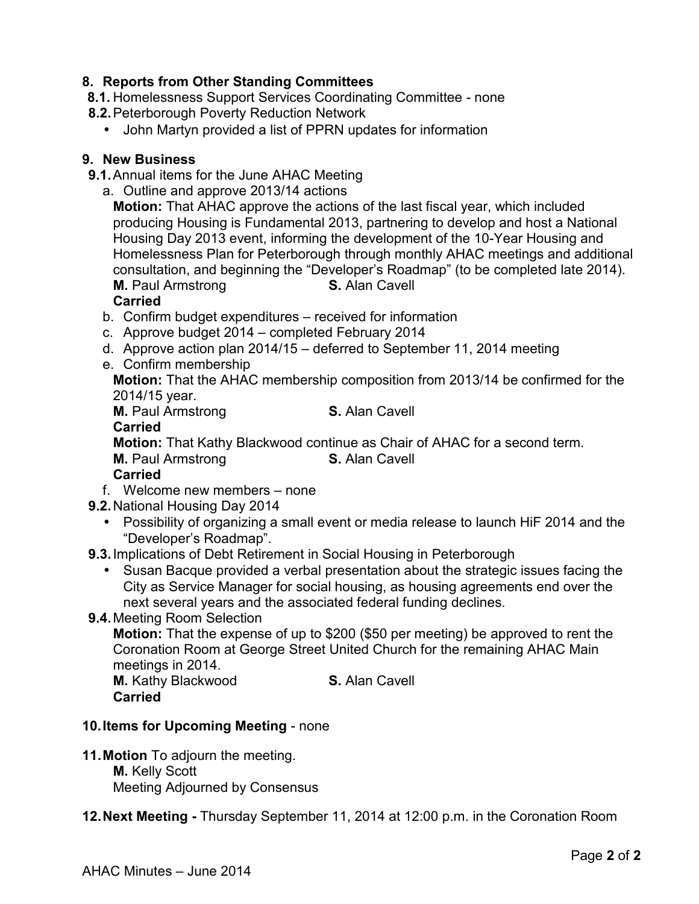## 8. Reports from Other Standing Committees

**8.1.** Homelessness Support Services Coordinating Committee - none

**8.2.** Peterborough Poverty Reduction Network

- John Martyn provided a list of PPRN updates for information

## 9. New Business

**9.1.** Annual items for the June AHAC Meeting

a. Outline and approve 2013/14 actions

**Motion:** That AHAC approve the actions of the last fiscal year, which included producing Housing is Fundamental 2013, partnering to develop and host a National Housing Day 2013 event, informing the development of the 10-Year Housing and Homelessness Plan for Peterborough through monthly AHAC meetings and additional consultation, and beginning the "Developer's Roadmap" (to be completed late 2014).

**M.** Paul Armstrong **S.** Alan Cavell

**Carried**

b. Confirm budget expenditures – received for information

c. Approve budget 2014 – completed February 2014

d. Approve action plan 2014/15 – deferred to September 11, 2014 meeting

e. Confirm membership

**Motion:** That the AHAC membership composition from 2013/14 be confirmed for the 2014/15 year.

**M.** Paul Armstrong **S.** Alan Cavell

**Carried**

**Motion:** That Kathy Blackwood continue as Chair of AHAC for a second term.

**M.** Paul Armstrong **S.** Alan Cavell

**Carried**

f. Welcome new members – none

**9.2.** National Housing Day 2014

- Possibility of organizing a small event or media release to launch HiF 2014 and the "Developer's Roadmap".

**9.3.** Implications of Debt Retirement in Social Housing in Peterborough

- Susan Bacque provided a verbal presentation about the strategic issues facing the City as Service Manager for social housing, as housing agreements end over the next several years and the associated federal funding declines.

**9.4.** Meeting Room Selection

**Motion:** That the expense of up to $200 ($50 per meeting) be approved to rent the Coronation Room at George Street United Church for the remaining AHAC Main meetings in 2014.

**M.** Kathy Blackwood **S.** Alan Cavell

**Carried**

## 10. Items for Upcoming Meeting - none

## 11. Motion To adjourn the meeting.

**M.** Kelly Scott

Meeting Adjourned by Consensus

## 12. Next Meeting - Thursday September 11, 2014 at 12:00 p.m. in the Coronation Room